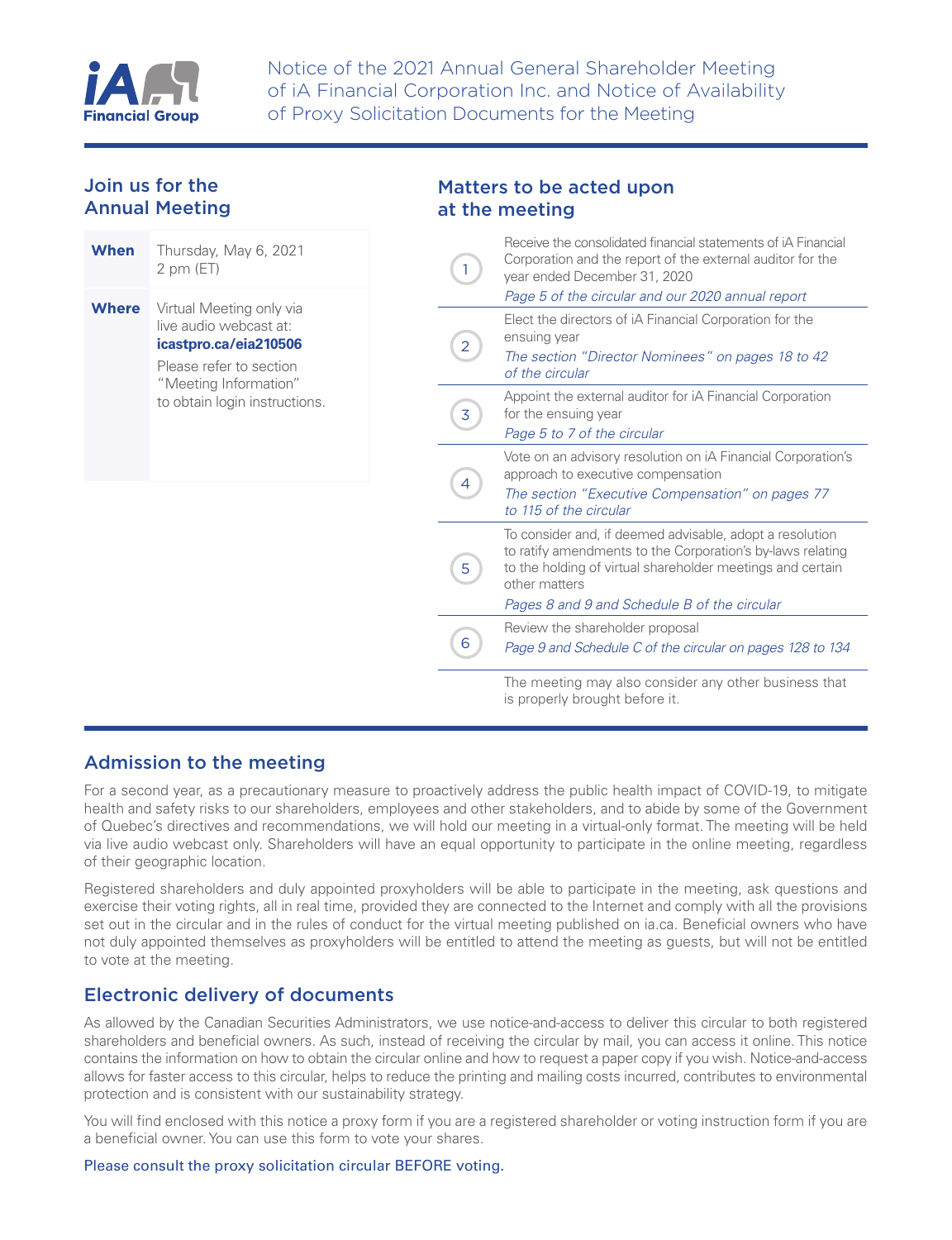# Notice of the 2021 Annual General Shareholder Meeting of iA Financial Corporation Inc. and Notice of Availability of Proxy Solicitation Documents for the Meeting

## Join us for the Annual Meeting

| | |
|---|---|
| **When** | Thursday, May 6, 2021<br>2 pm (ET) |
| **Where** | Virtual Meeting only via live audio webcast at: **icastpro.ca/eia210506**<br>Please refer to section "Meeting Information" to obtain login instructions. |

## Matters to be acted upon at the meeting

1. Receive the consolidated financial statements of iA Financial Corporation and the report of the external auditor for the year ended December 31, 2020
   *Page 5 of the circular and our 2020 annual report*
2. Elect the directors of iA Financial Corporation for the ensuing year
   *The section "Director Nominees" on pages 18 to 42 of the circular*
3. Appoint the external auditor for iA Financial Corporation for the ensuing year
   *Page 5 to 7 of the circular*
4. Vote on an advisory resolution on iA Financial Corporation's approach to executive compensation
   *The section "Executive Compensation" on pages 77 to 115 of the circular*
5. To consider and, if deemed advisable, adopt a resolution to ratify amendments to the Corporation's by-laws relating to the holding of virtual shareholder meetings and certain other matters
   *Pages 8 and 9 and Schedule B of the circular*
6. Review the shareholder proposal
   *Page 9 and Schedule C of the circular on pages 128 to 134*

The meeting may also consider any other business that is properly brought before it.

## Admission to the meeting

For a second year, as a precautionary measure to proactively address the public health impact of COVID-19, to mitigate health and safety risks to our shareholders, employees and other stakeholders, and to abide by some of the Government of Quebec's directives and recommendations, we will hold our meeting in a virtual-only format. The meeting will be held via live audio webcast only. Shareholders will have an equal opportunity to participate in the online meeting, regardless of their geographic location.

Registered shareholders and duly appointed proxyholders will be able to participate in the meeting, ask questions and exercise their voting rights, all in real time, provided they are connected to the Internet and comply with all the provisions set out in the circular and in the rules of conduct for the virtual meeting published on ia.ca. Beneficial owners who have not duly appointed themselves as proxyholders will be entitled to attend the meeting as guests, but will not be entitled to vote at the meeting.

## Electronic delivery of documents

As allowed by the Canadian Securities Administrators, we use notice-and-access to deliver this circular to both registered shareholders and beneficial owners. As such, instead of receiving the circular by mail, you can access it online. This notice contains the information on how to obtain the circular online and how to request a paper copy if you wish. Notice-and-access allows for faster access to this circular, helps to reduce the printing and mailing costs incurred, contributes to environmental protection and is consistent with our sustainability strategy.

You will find enclosed with this notice a proxy form if you are a registered shareholder or voting instruction form if you are a beneficial owner. You can use this form to vote your shares.

Please consult the proxy solicitation circular BEFORE voting.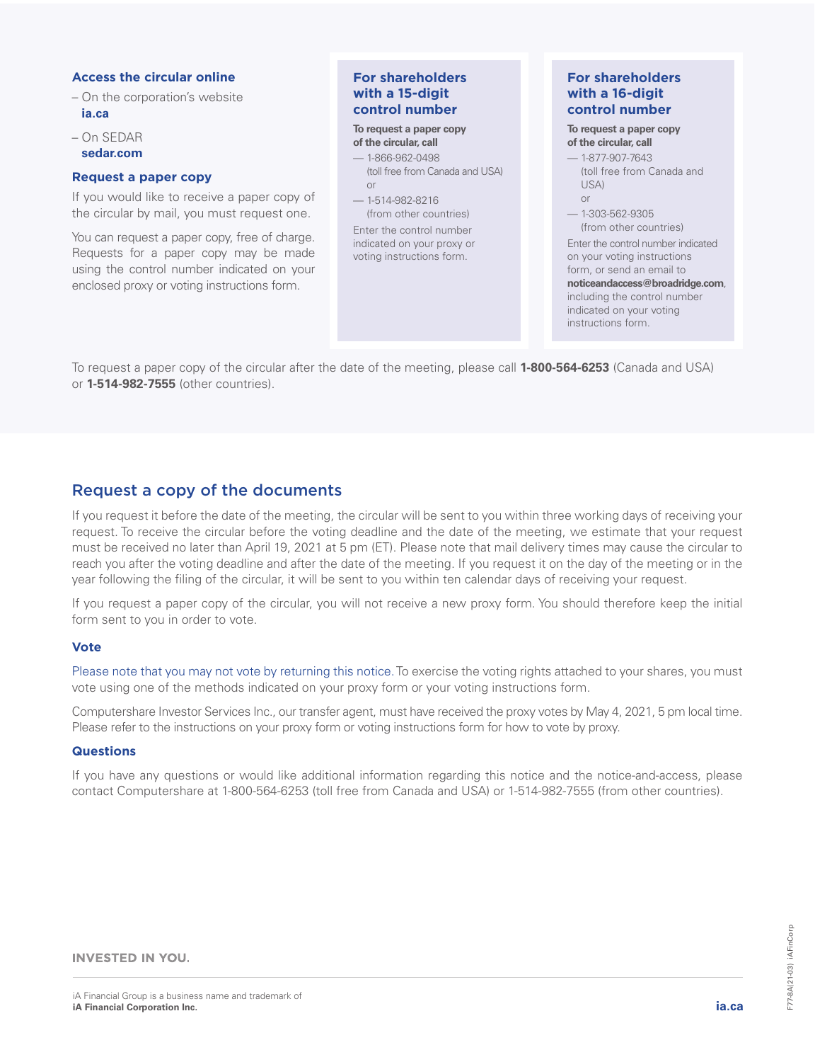### Access the circular online

– On the corporation's website
**ia.ca**

– On SEDAR
**sedar.com**

### Request a paper copy

If you would like to receive a paper copy of the circular by mail, you must request one.

You can request a paper copy, free of charge. Requests for a paper copy may be made using the control number indicated on your enclosed proxy or voting instructions form.

### For shareholders with a 15-digit control number

**To request a paper copy of the circular, call**

— 1-866-962-0498
(toll free from Canada and USA)
or
— 1-514-982-8216
(from other countries)

Enter the control number indicated on your proxy or voting instructions form.

### For shareholders with a 16-digit control number

**To request a paper copy of the circular, call**

— 1-877-907-7643
(toll free from Canada and USA)
or
— 1-303-562-9305
(from other countries)

Enter the control number indicated on your voting instructions form, or send an email to **noticeandaccess@broadridge.com**, including the control number indicated on your voting instructions form.

To request a paper copy of the circular after the date of the meeting, please call **1-800-564-6253** (Canada and USA) or **1-514-982-7555** (other countries).

## Request a copy of the documents

If you request it before the date of the meeting, the circular will be sent to you within three working days of receiving your request. To receive the circular before the voting deadline and the date of the meeting, we estimate that your request must be received no later than April 19, 2021 at 5 pm (ET). Please note that mail delivery times may cause the circular to reach you after the voting deadline and after the date of the meeting. If you request it on the day of the meeting or in the year following the filing of the circular, it will be sent to you within ten calendar days of receiving your request.

If you request a paper copy of the circular, you will not receive a new proxy form. You should therefore keep the initial form sent to you in order to vote.

### Vote

Please note that you may not vote by returning this notice. To exercise the voting rights attached to your shares, you must vote using one of the methods indicated on your proxy form or your voting instructions form.

Computershare Investor Services Inc., our transfer agent, must have received the proxy votes by May 4, 2021, 5 pm local time. Please refer to the instructions on your proxy form or voting instructions form for how to vote by proxy.

### Questions

If you have any questions or would like additional information regarding this notice and the notice-and-access, please contact Computershare at 1-800-564-6253 (toll free from Canada and USA) or 1-514-982-7555 (from other countries).

**INVESTED IN YOU.**

iA Financial Group is a business name and trademark of
**iA Financial Corporation Inc.**

**ia.ca**

F77-8A(21-03) iAFinCorp